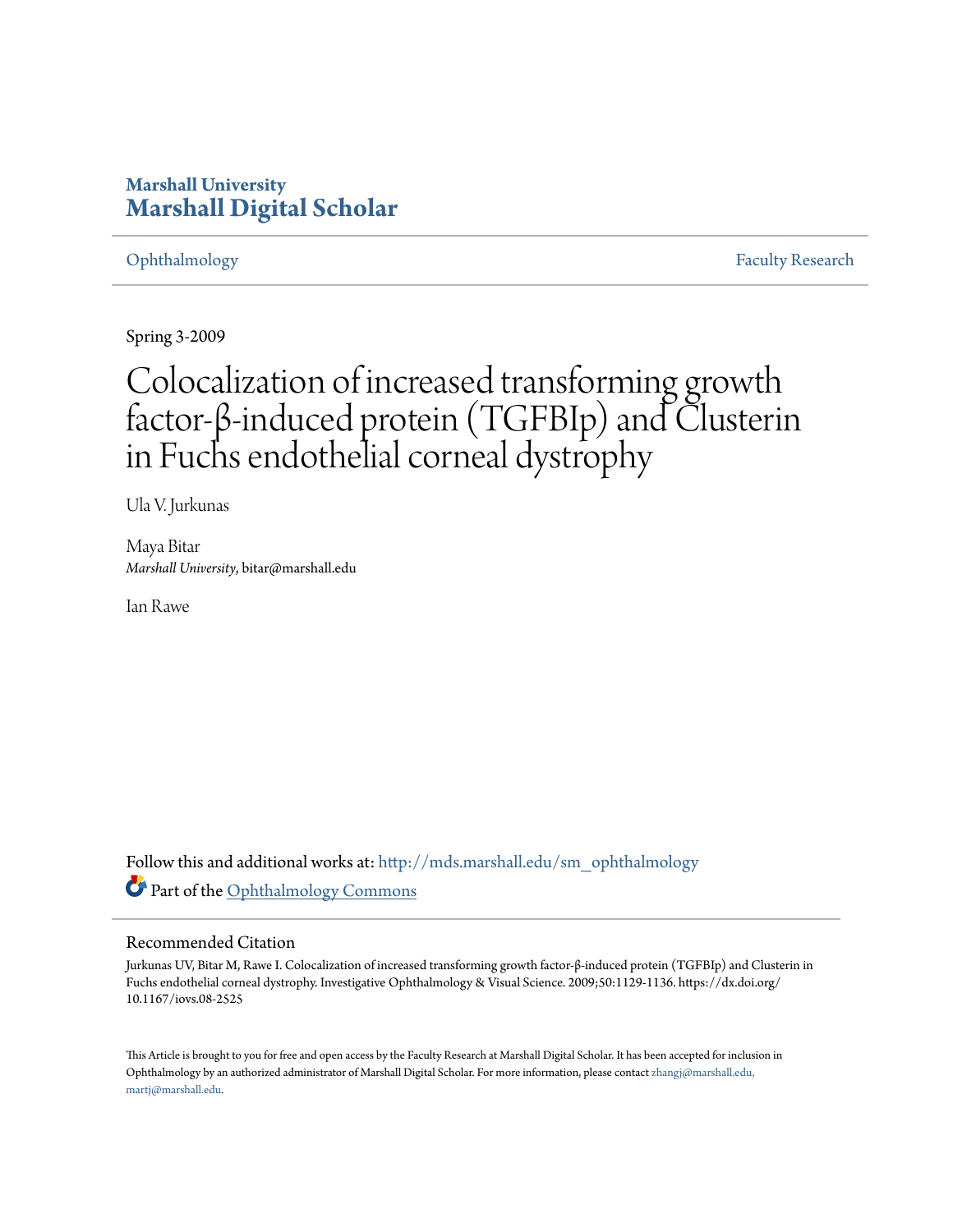# Marshall University
## Marshall Digital Scholar

Ophthalmology | Faculty Research

Spring 3-2009

# Colocalization of increased transforming growth factor-β-induced protein (TGFBIp) and Clusterin in Fuchs endothelial corneal dystrophy

Ula V. Jurkunas

Maya Bitar
*Marshall University*, bitar@marshall.edu

Ian Rawe

Follow this and additional works at: http://mds.marshall.edu/sm_ophthalmology

Part of the Ophthalmology Commons

### Recommended Citation

Jurkunas UV, Bitar M, Rawe I. Colocalization of increased transforming growth factor-β-induced protein (TGFBIp) and Clusterin in Fuchs endothelial corneal dystrophy. Investigative Ophthalmology & Visual Science. 2009;50:1129-1136. https://dx.doi.org/10.1167/iovs.08-2525

This Article is brought to you for free and open access by the Faculty Research at Marshall Digital Scholar. It has been accepted for inclusion in Ophthalmology by an authorized administrator of Marshall Digital Scholar. For more information, please contact zhangj@marshall.edu, martj@marshall.edu.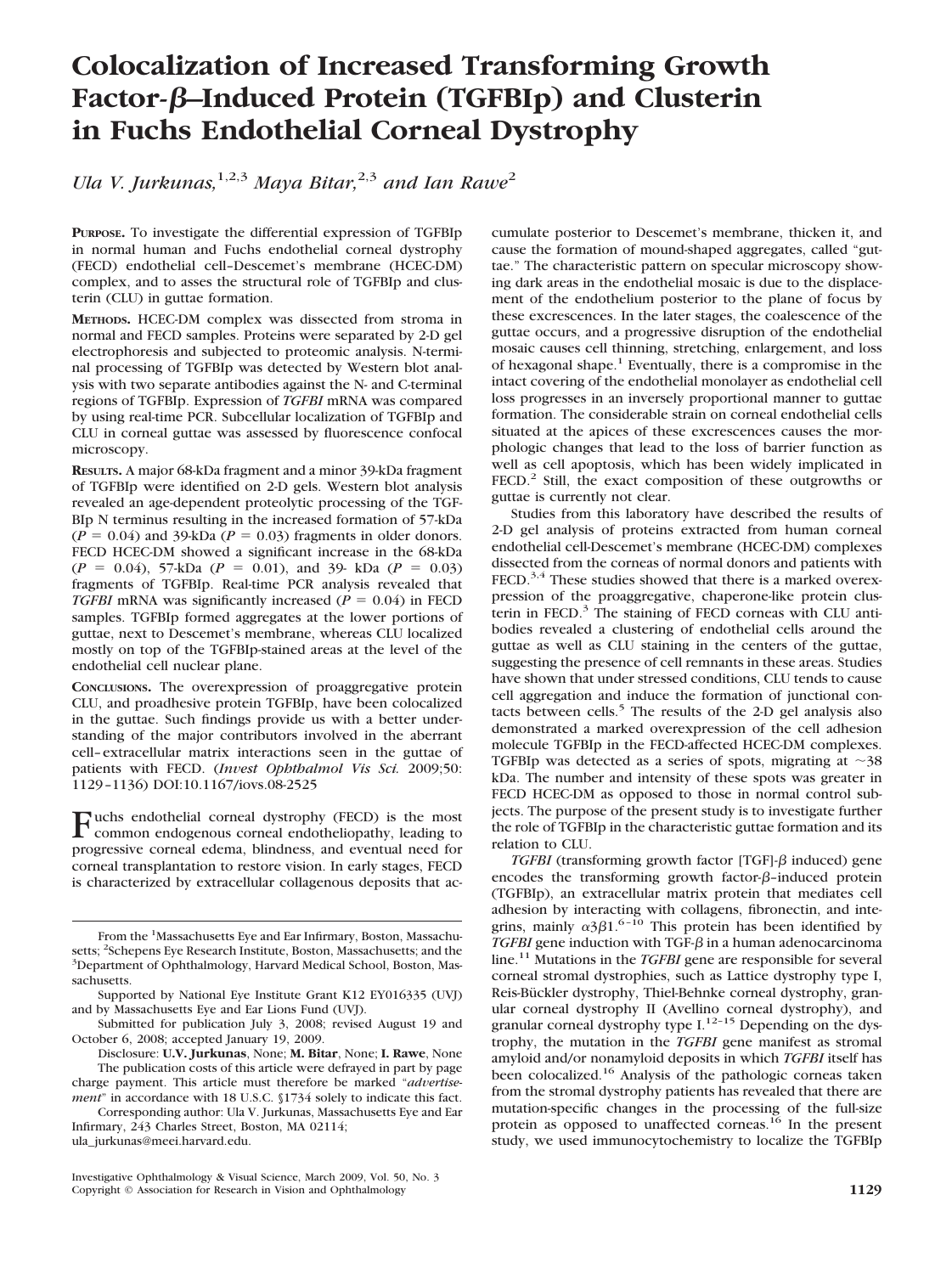# Colocalization of Increased Transforming Growth Factor-β–Induced Protein (TGFBIp) and Clusterin in Fuchs Endothelial Corneal Dystrophy

*Ula V. Jurkunas,*[1,2,3] *Maya Bitar,*[2,3] *and Ian Rawe*[2]

**PURPOSE.** To investigate the differential expression of TGFBIp in normal human and Fuchs endothelial corneal dystrophy (FECD) endothelial cell–Descemet's membrane (HCEC-DM) complex, and to asses the structural role of TGFBIp and clusterin (CLU) in guttae formation.

**METHODS.** HCEC-DM complex was dissected from stroma in normal and FECD samples. Proteins were separated by 2-D gel electrophoresis and subjected to proteomic analysis. N-terminal processing of TGFBIp was detected by Western blot analysis with two separate antibodies against the N- and C-terminal regions of TGFBIp. Expression of *TGFBI* mRNA was compared by using real-time PCR. Subcellular localization of TGFBIp and CLU in corneal guttae was assessed by fluorescence confocal microscopy.

**RESULTS.** A major 68-kDa fragment and a minor 39-kDa fragment of TGFBIp were identified on 2-D gels. Western blot analysis revealed an age-dependent proteolytic processing of the TGFBIp N terminus resulting in the increased formation of 57-kDa ($P = 0.04$) and 39-kDa ($P = 0.03$) fragments in older donors. FECD HCEC-DM showed a significant increase in the 68-kDa ($P = 0.04$), 57-kDa ($P = 0.01$), and 39- kDa ($P = 0.03$) fragments of TGFBIp. Real-time PCR analysis revealed that *TGFBI* mRNA was significantly increased ($P = 0.04$) in FECD samples. TGFBIp formed aggregates at the lower portions of guttae, next to Descemet's membrane, whereas CLU localized mostly on top of the TGFBIp-stained areas at the level of the endothelial cell nuclear plane.

**CONCLUSIONS.** The overexpression of proaggregative protein CLU, and proadhesive protein TGFBIp, have been colocalized in the guttae. Such findings provide us with a better understanding of the major contributors involved in the aberrant cell–extracellular matrix interactions seen in the guttae of patients with FECD. (*Invest Ophthalmol Vis Sci.* 2009;50: 1129–1136) DOI:10.1167/iovs.08-2525

Fuchs endothelial corneal dystrophy (FECD) is the most common endogenous corneal endotheliopathy, leading to progressive corneal edema, blindness, and eventual need for corneal transplantation to restore vision. In early stages, FECD is characterized by extracellular collagenous deposits that accumulate posterior to Descemet's membrane, thicken it, and cause the formation of mound-shaped aggregates, called "guttae." The characteristic pattern on specular microscopy showing dark areas in the endothelial mosaic is due to the displacement of the endothelium posterior to the plane of focus by these excrescences. In the later stages, the coalescence of the guttae occurs, and a progressive disruption of the endothelial mosaic causes cell thinning, stretching, enlargement, and loss of hexagonal shape.[1] Eventually, there is a compromise in the intact covering of the endothelial monolayer as endothelial cell loss progresses in an inversely proportional manner to guttae formation. The considerable strain on corneal endothelial cells situated at the apices of these excrescences causes the morphologic changes that lead to the loss of barrier function as well as cell apoptosis, which has been widely implicated in FECD.[2] Still, the exact composition of these outgrowths or guttae is currently not clear.

Studies from this laboratory have described the results of 2-D gel analysis of proteins extracted from human corneal endothelial cell-Descemet's membrane (HCEC-DM) complexes dissected from the corneas of normal donors and patients with FECD.[3,4] These studies showed that there is a marked overexpression of the proaggregative, chaperone-like protein clusterin in FECD.[3] The staining of FECD corneas with CLU antibodies revealed a clustering of endothelial cells around the guttae as well as CLU staining in the centers of the guttae, suggesting the presence of cell remnants in these areas. Studies have shown that under stressed conditions, CLU tends to cause cell aggregation and induce the formation of junctional contacts between cells.[5] The results of the 2-D gel analysis also demonstrated a marked overexpression of the cell adhesion molecule TGFBIp in the FECD-affected HCEC-DM complexes. TGFBIp was detected as a series of spots, migrating at ~38 kDa. The number and intensity of these spots was greater in FECD HCEC-DM as opposed to those in normal control subjects. The purpose of the present study is to investigate further the role of TGFBIp in the characteristic guttae formation and its relation to CLU.

*TGFBI* (transforming growth factor [TGF]-β induced) gene encodes the transforming growth factor-β–induced protein (TGFBIp), an extracellular matrix protein that mediates cell adhesion by interacting with collagens, fibronectin, and integrins, mainly $\alpha3\beta1$.[6–10] This protein has been identified by *TGFBI* gene induction with TGF-β in a human adenocarcinoma line.[11] Mutations in the *TGFBI* gene are responsible for several corneal stromal dystrophies, such as Lattice dystrophy type I, Reis-Bückler dystrophy, Thiel-Behnke corneal dystrophy, granular corneal dystrophy II (Avellino corneal dystrophy), and granular corneal dystrophy type I.[12–15] Depending on the dystrophy, the mutation in the *TGFBI* gene manifest as stromal amyloid and/or nonamyloid deposits in which *TGFBI* itself has been colocalized.[16] Analysis of the pathologic corneas taken from the stromal dystrophy patients has revealed that there are mutation-specific changes in the processing of the full-size protein as opposed to unaffected corneas.[16] In the present study, we used immunocytochemistry to localize the TGFBIp

From the [1]Massachusetts Eye and Ear Infirmary, Boston, Massachusetts; [2]Schepens Eye Research Institute, Boston, Massachusetts; and the [3]Department of Ophthalmology, Harvard Medical School, Boston, Massachusetts.

Supported by National Eye Institute Grant K12 EY016335 (UVJ) and by Massachusetts Eye and Ear Lions Fund (UVJ).

Submitted for publication July 3, 2008; revised August 19 and October 6, 2008; accepted January 19, 2009.

Disclosure: **U.V. Jurkunas**, None; **M. Bitar**, None; **I. Rawe**, None

The publication costs of this article were defrayed in part by page charge payment. This article must therefore be marked "*advertisement*" in accordance with 18 U.S.C. §1734 solely to indicate this fact.

Corresponding author: Ula V. Jurkunas, Massachusetts Eye and Ear Infirmary, 243 Charles Street, Boston, MA 02114; ula_jurkunas@meei.harvard.edu.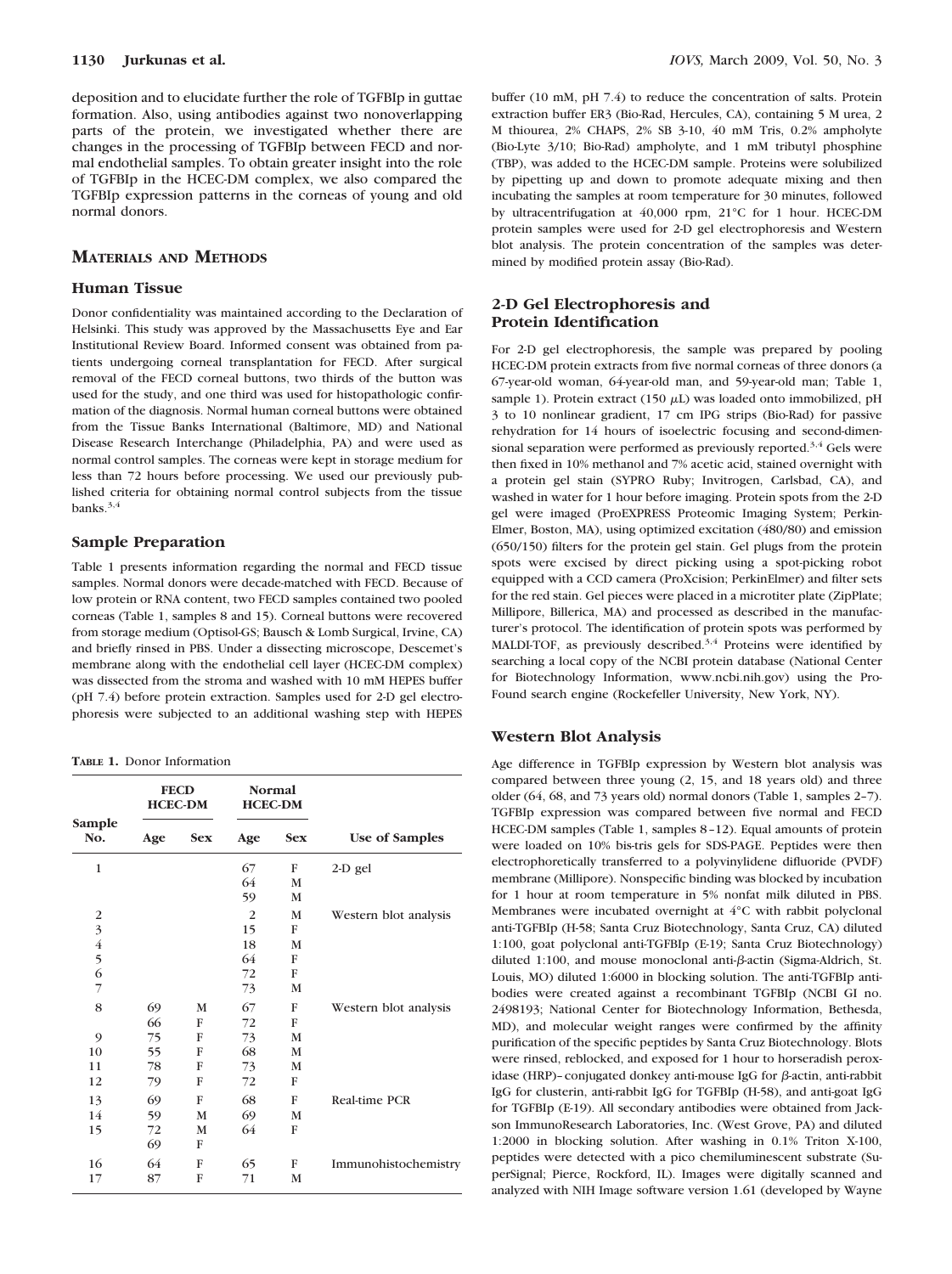deposition and to elucidate further the role of TGFBIp in guttae formation. Also, using antibodies against two nonoverlapping parts of the protein, we investigated whether there are changes in the processing of TGFBIp between FECD and normal endothelial samples. To obtain greater insight into the role of TGFBIp in the HCEC-DM complex, we also compared the TGFBIp expression patterns in the corneas of young and old normal donors.

## Materials and Methods

### Human Tissue

Donor confidentiality was maintained according to the Declaration of Helsinki. This study was approved by the Massachusetts Eye and Ear Institutional Review Board. Informed consent was obtained from patients undergoing corneal transplantation for FECD. After surgical removal of the FECD corneal buttons, two thirds of the button was used for the study, and one third was used for histopathologic confirmation of the diagnosis. Normal human corneal buttons were obtained from the Tissue Banks International (Baltimore, MD) and National Disease Research Interchange (Philadelphia, PA) and were used as normal control samples. The corneas were kept in storage medium for less than 72 hours before processing. We used our previously published criteria for obtaining normal control subjects from the tissue banks.[3,4]

### Sample Preparation

Table 1 presents information regarding the normal and FECD tissue samples. Normal donors were decade-matched with FECD. Because of low protein or RNA content, two FECD samples contained two pooled corneas (Table 1, samples 8 and 15). Corneal buttons were recovered from storage medium (Optisol-GS; Bausch & Lomb Surgical, Irvine, CA) and briefly rinsed in PBS. Under a dissecting microscope, Descemet's membrane along with the endothelial cell layer (HCEC-DM complex) was dissected from the stroma and washed with 10 mM HEPES buffer (pH 7.4) before protein extraction. Samples used for 2-D gel electrophoresis were subjected to an additional washing step with HEPES

**Table 1.** Donor Information

| Sample No. | FECD HCEC-DM | | Normal HCEC-DM | | Use of Samples |
|---|---|---|---|---|---|
| | Age | Sex | Age | Sex | |
| 1 | | | 67 | F | 2-D gel |
| | | | 64 | M | |
| | | | 59 | M | |
| 2 | | | 2 | M | Western blot analysis |
| 3 | | | 15 | F | |
| 4 | | | 18 | M | |
| 5 | | | 64 | F | |
| 6 | | | 72 | F | |
| 7 | | | 73 | M | |
| 8 | 69 | M | 67 | F | Western blot analysis |
| | 66 | F | 72 | F | |
| 9 | 75 | F | 73 | M | |
| 10 | 55 | F | 68 | M | |
| 11 | 78 | F | 73 | M | |
| 12 | 79 | F | 72 | F | |
| 13 | 69 | F | 68 | F | Real-time PCR |
| 14 | 59 | M | 69 | M | |
| 15 | 72 | M | 64 | F | |
| | 69 | F | | | |
| 16 | 64 | F | 65 | F | Immunohistochemistry |
| 17 | 87 | F | 71 | M | |

buffer (10 mM, pH 7.4) to reduce the concentration of salts. Protein extraction buffer ER3 (Bio-Rad, Hercules, CA), containing 5 M urea, 2 M thiourea, 2% CHAPS, 2% SB 3-10, 40 mM Tris, 0.2% ampholyte (Bio-Lyte 3/10; Bio-Rad) ampholyte, and 1 mM tributyl phosphine (TBP), was added to the HCEC-DM sample. Proteins were solubilized by pipetting up and down to promote adequate mixing and then incubating the samples at room temperature for 30 minutes, followed by ultracentrifugation at 40,000 rpm, 21°C for 1 hour. HCEC-DM protein samples were used for 2-D gel electrophoresis and Western blot analysis. The protein concentration of the samples was determined by modified protein assay (Bio-Rad).

### 2-D Gel Electrophoresis and Protein Identification

For 2-D gel electrophoresis, the sample was prepared by pooling HCEC-DM protein extracts from five normal corneas of three donors (a 67-year-old woman, 64-year-old man, and 59-year-old man; Table 1, sample 1). Protein extract (150 μL) was loaded onto immobilized, pH 3 to 10 nonlinear gradient, 17 cm IPG strips (Bio-Rad) for passive rehydration for 14 hours of isoelectric focusing and second-dimensional separation were performed as previously reported.[3,4] Gels were then fixed in 10% methanol and 7% acetic acid, stained overnight with a protein gel stain (SYPRO Ruby; Invitrogen, Carlsbad, CA), and washed in water for 1 hour before imaging. Protein spots from the 2-D gel were imaged (ProEXPRESS Proteomic Imaging System; Perkin-Elmer, Boston, MA), using optimized excitation (480/80) and emission (650/150) filters for the protein gel stain. Gel plugs from the protein spots were excised by direct picking using a spot-picking robot equipped with a CCD camera (ProXcision; PerkinElmer) and filter sets for the red stain. Gel pieces were placed in a microtiter plate (ZipPlate; Millipore, Billerica, MA) and processed as described in the manufacturer's protocol. The identification of protein spots was performed by MALDI-TOF, as previously described.[3,4] Proteins were identified by searching a local copy of the NCBI protein database (National Center for Biotechnology Information, www.ncbi.nih.gov) using the ProFound search engine (Rockefeller University, New York, NY).

### Western Blot Analysis

Age difference in TGFBIp expression by Western blot analysis was compared between three young (2, 15, and 18 years old) and three older (64, 68, and 73 years old) normal donors (Table 1, samples 2–7). TGFBIp expression was compared between five normal and FECD HCEC-DM samples (Table 1, samples 8–12). Equal amounts of protein were loaded on 10% bis-tris gels for SDS-PAGE. Peptides were then electrophoretically transferred to a polyvinylidene difluoride (PVDF) membrane (Millipore). Nonspecific binding was blocked by incubation for 1 hour at room temperature in 5% nonfat milk diluted in PBS. Membranes were incubated overnight at 4°C with rabbit polyclonal anti-TGFBIp (H-58; Santa Cruz Biotechnology, Santa Cruz, CA) diluted 1:100, goat polyclonal anti-TGFBIp (E-19; Santa Cruz Biotechnology) diluted 1:100, and mouse monoclonal anti-β-actin (Sigma-Aldrich, St. Louis, MO) diluted 1:6000 in blocking solution. The anti-TGFBIp antibodies were created against a recombinant TGFBIp (NCBI GI no. 2498193; National Center for Biotechnology Information, Bethesda, MD), and molecular weight ranges were confirmed by the affinity purification of the specific peptides by Santa Cruz Biotechnology. Blots were rinsed, reblocked, and exposed for 1 hour to horseradish peroxidase (HRP)–conjugated donkey anti-mouse IgG for β-actin, anti-rabbit IgG for clusterin, anti-rabbit IgG for TGFBIp (H-58), and anti-goat IgG for TGFBIp (E-19). All secondary antibodies were obtained from Jackson ImmunoResearch Laboratories, Inc. (West Grove, PA) and diluted 1:2000 in blocking solution. After washing in 0.1% Triton X-100, peptides were detected with a pico chemiluminescent substrate (SuperSignal; Pierce, Rockford, IL). Images were digitally scanned and analyzed with NIH Image software version 1.61 (developed by Wayne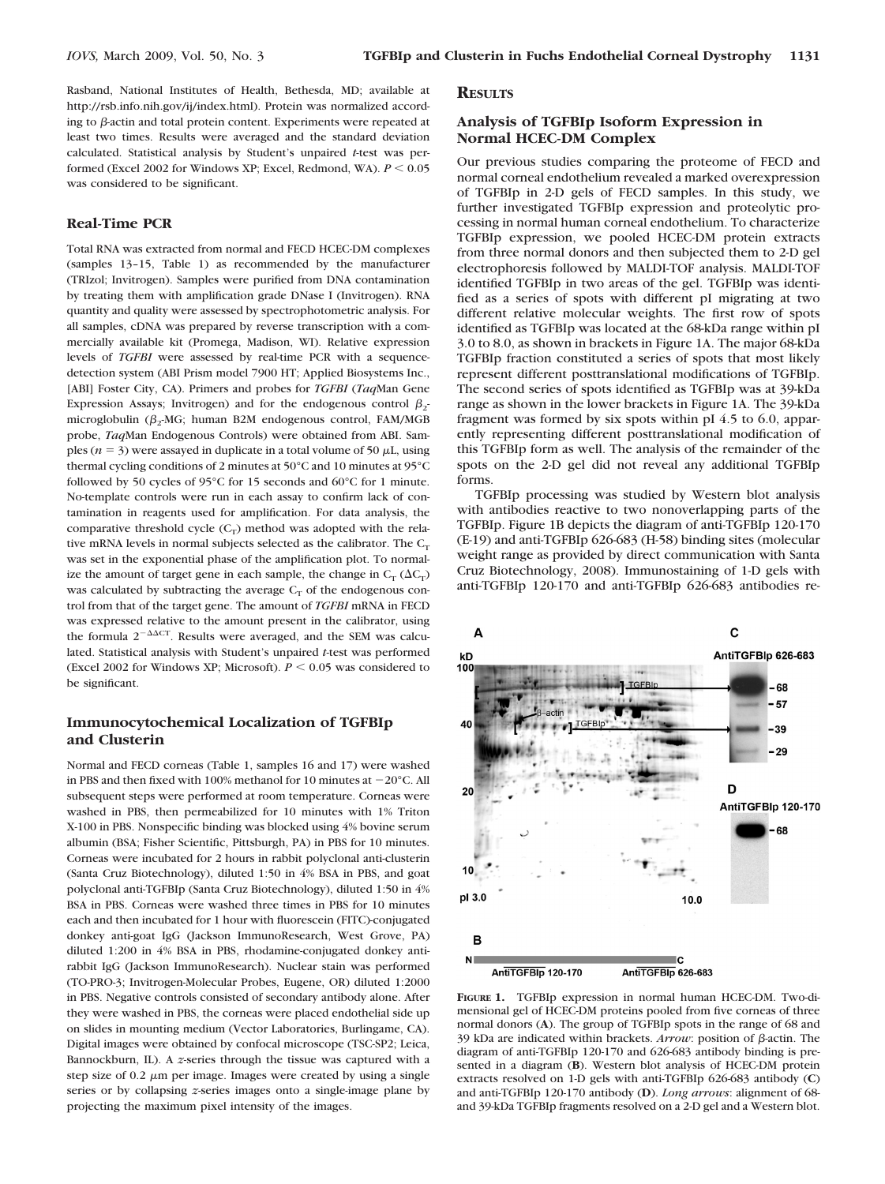Rasband, National Institutes of Health, Bethesda, MD; available at http://rsb.info.nih.gov/ij/index.html). Protein was normalized according to β-actin and total protein content. Experiments were repeated at least two times. Results were averaged and the standard deviation calculated. Statistical analysis by Student's unpaired *t*-test was performed (Excel 2002 for Windows XP; Excel, Redmond, WA). $P < 0.05$ was considered to be significant.

### Real-Time PCR

Total RNA was extracted from normal and FECD HCEC-DM complexes (samples 13–15, Table 1) as recommended by the manufacturer (TRIzol; Invitrogen). Samples were purified from DNA contamination by treating them with amplification grade DNase I (Invitrogen). RNA quantity and quality were assessed by spectrophotometric analysis. For all samples, cDNA was prepared by reverse transcription with a commercially available kit (Promega, Madison, WI). Relative expression levels of *TGFBI* were assessed by real-time PCR with a sequence-detection system (ABI Prism model 7900 HT; Applied Biosystems Inc., [ABI] Foster City, CA). Primers and probes for *TGFBI* (*Taq*Man Gene Expression Assays; Invitrogen) and for the endogenous control $\beta_2$-microglobulin ($\beta_2$-MG; human B2M endogenous control, FAM/MGB probe, *Taq*Man Endogenous Controls) were obtained from ABI. Samples ($n = 3$) were assayed in duplicate in a total volume of 50 μL, using thermal cycling conditions of 2 minutes at 50°C and 10 minutes at 95°C followed by 50 cycles of 95°C for 15 seconds and 60°C for 1 minute. No-template controls were run in each assay to confirm lack of contamination in reagents used for amplification. For data analysis, the comparative threshold cycle ($C_T$) method was adopted with the relative mRNA levels in normal subjects selected as the calibrator. The $C_T$ was set in the exponential phase of the amplification plot. To normalize the amount of target gene in each sample, the change in $C_T$ ($\Delta C_T$) was calculated by subtracting the average $C_T$ of the endogenous control from that of the target gene. The amount of *TGFBI* mRNA in FECD was expressed relative to the amount present in the calibrator, using the formula $2^{-\Delta\Delta CT}$. Results were averaged, and the SEM was calculated. Statistical analysis with Student's unpaired *t*-test was performed (Excel 2002 for Windows XP; Microsoft). $P < 0.05$ was considered to be significant.

### Immunocytochemical Localization of TGFBIp and Clusterin

Normal and FECD corneas (Table 1, samples 16 and 17) were washed in PBS and then fixed with 100% methanol for 10 minutes at −20°C. All subsequent steps were performed at room temperature. Corneas were washed in PBS, then permeabilized for 10 minutes with 1% Triton X-100 in PBS. Nonspecific binding was blocked using 4% bovine serum albumin (BSA; Fisher Scientific, Pittsburgh, PA) in PBS for 10 minutes. Corneas were incubated for 2 hours in rabbit polyclonal anti-clusterin (Santa Cruz Biotechnology), diluted 1:50 in 4% BSA in PBS, and goat polyclonal anti-TGFBIp (Santa Cruz Biotechnology), diluted 1:50 in 4% BSA in PBS. Corneas were washed three times in PBS for 10 minutes each and then incubated for 1 hour with fluorescein (FITC)-conjugated donkey anti-goat IgG (Jackson ImmunoResearch, West Grove, PA) diluted 1:200 in 4% BSA in PBS, rhodamine-conjugated donkey anti-rabbit IgG (Jackson ImmunoResearch). Nuclear stain was performed (TO-PRO-3; Invitrogen-Molecular Probes, Eugene, OR) diluted 1:2000 in PBS. Negative controls consisted of secondary antibody alone. After they were washed in PBS, the corneas were placed endothelial side up on slides in mounting medium (Vector Laboratories, Burlingame, CA). Digital images were obtained by confocal microscope (TSC-SP2; Leica, Bannockburn, IL). A *z*-series through the tissue was captured with a step size of 0.2 μm per image. Images were created by using a single series or by collapsing *z*-series images onto a single-image plane by projecting the maximum pixel intensity of the images.

## Results

### Analysis of TGFBIp Isoform Expression in Normal HCEC-DM Complex

Our previous studies comparing the proteome of FECD and normal corneal endothelium revealed a marked overexpression of TGFBIp in 2-D gels of FECD samples. In this study, we further investigated TGFBIp expression and proteolytic processing in normal human corneal endothelium. To characterize TGFBIp expression, we pooled HCEC-DM protein extracts from three normal donors and then subjected them to 2-D gel electrophoresis followed by MALDI-TOF analysis. MALDI-TOF identified TGFBIp in two areas of the gel. TGFBIp was identified as a series of spots with different pI migrating at two different relative molecular weights. The first row of spots identified as TGFBIp was located at the 68-kDa range within pI 3.0 to 8.0, as shown in brackets in Figure 1A. The major 68-kDa TGFBIp fraction constituted a series of spots that most likely represent different posttranslational modifications of TGFBIp. The second series of spots identified as TGFBIp was at 39-kDa range as shown in the lower brackets in Figure 1A. The 39-kDa fragment was formed by six spots within pI 4.5 to 6.0, apparently representing different posttranslational modification of this TGFBIp form as well. The analysis of the remainder of the spots on the 2-D gel did not reveal any additional TGFBIp forms.

TGFBIp processing was studied by Western blot analysis with antibodies reactive to two nonoverlapping parts of the TGFBIp. Figure 1B depicts the diagram of anti-TGFBIp 120-170 (E-19) and anti-TGFBIp 626-683 (H-58) binding sites (molecular weight range as provided by direct communication with Santa Cruz Biotechnology, 2008). Immunostaining of 1-D gels with anti-TGFBIp 120-170 and anti-TGFBIp 626-683 antibodies re-

**Figure 1.** TGFBIp expression in normal human HCEC-DM. Two-dimensional gel of HCEC-DM proteins pooled from five corneas of three normal donors (**A**). The group of TGFBIp spots in the range of 68 and 39 kDa are indicated within brackets. *Arrow*: position of β-actin. The diagram of anti-TGFBIp 120-170 and 626-683 antibody binding is presented in a diagram (**B**). Western blot analysis of HCEC-DM protein extracts resolved on 1-D gels with anti-TGFBIp 626-683 antibody (**C**) and anti-TGFBIp 120-170 antibody (**D**). *Long arrows*: alignment of 68- and 39-kDa TGFBIp fragments resolved on a 2-D gel and a Western blot.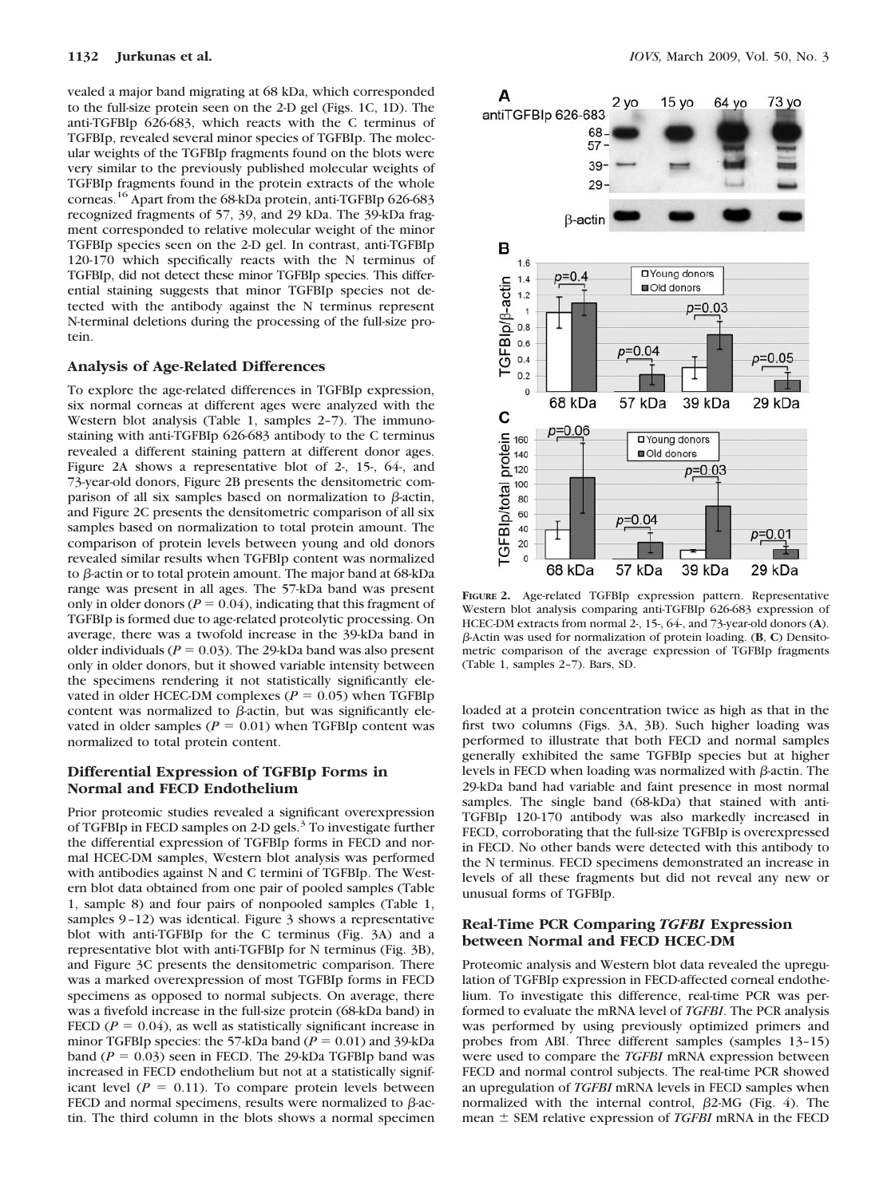vealed a major band migrating at 68 kDa, which corresponded to the full-size protein seen on the 2-D gel (Figs. 1C, 1D). The anti-TGFBIp 626-683, which reacts with the C terminus of TGFBIp, revealed several minor species of TGFBIp. The molecular weights of the TGFBIp fragments found on the blots were very similar to the previously published molecular weights of TGFBIp fragments found in the protein extracts of the whole corneas.[16] Apart from the 68-kDa protein, anti-TGFBIp 626-683 recognized fragments of 57, 39, and 29 kDa. The 39-kDa fragment corresponded to relative molecular weight of the minor TGFBIp species seen on the 2-D gel. In contrast, anti-TGFBIp 120-170 which specifically reacts with the N terminus of TGFBIp, did not detect these minor TGFBIp species. This differential staining suggests that minor TGFBIp species not detected with the antibody against the N terminus represent N-terminal deletions during the processing of the full-size protein.

### Analysis of Age-Related Differences

To explore the age-related differences in TGFBIp expression, six normal corneas at different ages were analyzed with the Western blot analysis (Table 1, samples 2–7). The immunostaining with anti-TGFBIp 626-683 antibody to the C terminus revealed a different staining pattern at different donor ages. Figure 2A shows a representative blot of 2-, 15-, 64-, and 73-year-old donors, Figure 2B presents the densitometric comparison of all six samples based on normalization to β-actin, and Figure 2C presents the densitometric comparison of all six samples based on normalization to total protein amount. The comparison of protein levels between young and old donors revealed similar results when TGFBIp content was normalized to β-actin or to total protein amount. The major band at 68-kDa range was present in all ages. The 57-kDa band was present only in older donors ($P = 0.04$), indicating that this fragment of TGFBIp is formed due to age-related proteolytic processing. On average, there was a twofold increase in the 39-kDa band in older individuals ($P = 0.03$). The 29-kDa band was also present only in older donors, but it showed variable intensity between the specimens rendering it not statistically significantly elevated in older HCEC-DM complexes ($P = 0.05$) when TGFBIp content was normalized to β-actin, but was significantly elevated in older samples ($P = 0.01$) when TGFBIp content was normalized to total protein content.

### Differential Expression of TGFBIp Forms in Normal and FECD Endothelium

Prior proteomic studies revealed a significant overexpression of TGFBIp in FECD samples on 2-D gels.[3] To investigate further the differential expression of TGFBIp forms in FECD and normal HCEC-DM samples, Western blot analysis was performed with antibodies against N and C termini of TGFBIp. The Western blot data obtained from one pair of pooled samples (Table 1, sample 8) and four pairs of nonpooled samples (Table 1, samples 9–12) was identical. Figure 3 shows a representative blot with anti-TGFBIp for the C terminus (Fig. 3A) and a representative blot with anti-TGFBIp for N terminus (Fig. 3B), and Figure 3C presents the densitometric comparison. There was a marked overexpression of most TGFBIp forms in FECD specimens as opposed to normal subjects. On average, there was a fivefold increase in the full-size protein (68-kDa band) in FECD ($P = 0.04$), as well as statistically significant increase in minor TGFBIp species: the 57-kDa band ($P = 0.01$) and 39-kDa band ($P = 0.03$) seen in FECD. The 29-kDa TGFBIp band was increased in FECD endothelium but not at a statistically significant level ($P = 0.11$). To compare protein levels between FECD and normal specimens, results were normalized to β-actin. The third column in the blots shows a normal specimen

**FIGURE 2.** Age-related TGFBIp expression pattern. Representative Western blot analysis comparing anti-TGFBIp 626-683 expression of HCEC-DM extracts from normal 2-, 15-, 64-, and 73-year-old donors (**A**). β-Actin was used for normalization of protein loading. (**B**, **C**) Densitometric comparison of the average expression of TGFBIp fragments (Table 1, samples 2–7). Bars, SD.

loaded at a protein concentration twice as high as that in the first two columns (Figs. 3A, 3B). Such higher loading was performed to illustrate that both FECD and normal samples generally exhibited the same TGFBIp species but at higher levels in FECD when loading was normalized with β-actin. The 29-kDa band had variable and faint presence in most normal samples. The single band (68-kDa) that stained with anti-TGFBIp 120-170 antibody was also markedly increased in FECD, corroborating that the full-size TGFBIp is overexpressed in FECD. No other bands were detected with this antibody to the N terminus. FECD specimens demonstrated an increase in levels of all these fragments but did not reveal any new or unusual forms of TGFBIp.

### Real-Time PCR Comparing *TGFBI* Expression between Normal and FECD HCEC-DM

Proteomic analysis and Western blot data revealed the upregulation of TGFBIp expression in FECD-affected corneal endothelium. To investigate this difference, real-time PCR was performed to evaluate the mRNA level of *TGFBI*. The PCR analysis was performed by using previously optimized primers and probes from ABI. Three different samples (samples 13–15) were used to compare the *TGFBI* mRNA expression between FECD and normal control subjects. The real-time PCR showed an upregulation of *TGFBI* mRNA levels in FECD samples when normalized with the internal control, β2-MG (Fig. 4). The mean ± SEM relative expression of *TGFBI* mRNA in the FECD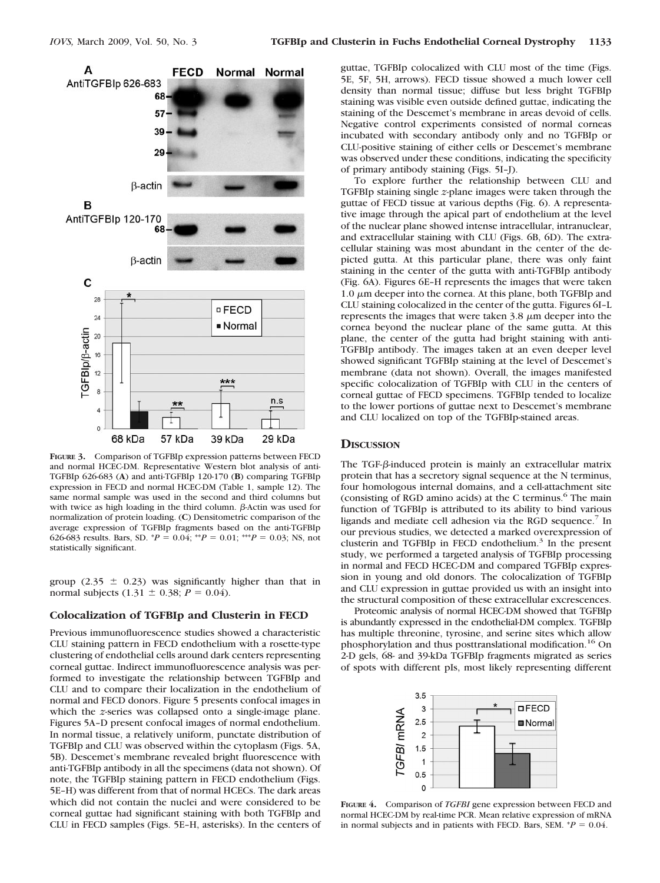**Figure 3.** Comparison of TGFBIp expression patterns between FECD and normal HCEC-DM. Representative Western blot analysis of anti-TGFBIp 626-683 (**A**) and anti-TGFBIp 120-170 (**B**) comparing TGFBIp expression in FECD and normal HCEC-DM (Table 1, sample 12). The same normal sample was used in the second and third columns but with twice as high loading in the third column. β-Actin was used for normalization of protein loading. (**C**) Densitometric comparison of the average expression of TGFBIp fragments based on the anti-TGFBIp 626-683 results. Bars, SD. $^{*}P = 0.04$; $^{**}P = 0.01$; $^{***}P = 0.03$; NS, not statistically significant.

group ($2.35 \pm 0.23$) was significantly higher than that in normal subjects ($1.31 \pm 0.38$; $P = 0.04$).

### Colocalization of TGFBIp and Clusterin in FECD

Previous immunofluorescence studies showed a characteristic CLU staining pattern in FECD endothelium with a rosette-type clustering of endothelial cells around dark centers representing corneal guttae. Indirect immunofluorescence analysis was performed to investigate the relationship between TGFBIp and CLU and to compare their localization in the endothelium of normal and FECD donors. Figure 5 presents confocal images in which the *z*-series was collapsed onto a single-image plane. Figures 5A–D present confocal images of normal endothelium. In normal tissue, a relatively uniform, punctate distribution of TGFBIp and CLU was observed within the cytoplasm (Figs. 5A, 5B). Descemet's membrane revealed bright fluorescence with anti-TGFBIp antibody in all the specimens (data not shown). Of note, the TGFBIp staining pattern in FECD endothelium (Figs. 5E–H) was different from that of normal HCECs. The dark areas which did not contain the nuclei and were considered to be corneal guttae had significant staining with both TGFBIp and CLU in FECD samples (Figs. 5E–H, asterisks). In the centers of guttae, TGFBIp colocalized with CLU most of the time (Figs. 5E, 5F, 5H, arrows). FECD tissue showed a much lower cell density than normal tissue; diffuse but less bright TGFBIp staining was visible even outside defined guttae, indicating the staining of the Descemet's membrane in areas devoid of cells. Negative control experiments consisted of normal corneas incubated with secondary antibody only and no TGFBIp or CLU-positive staining of either cells or Descemet's membrane was observed under these conditions, indicating the specificity of primary antibody staining (Figs. 5I–J).

To explore further the relationship between CLU and TGFBIp staining single *z*-plane images were taken through the guttae of FECD tissue at various depths (Fig. 6). A representative image through the apical part of endothelium at the level of the nuclear plane showed intense intracellular, intranuclear, and extracellular staining with CLU (Figs. 6B, 6D). The extracellular staining was most abundant in the center of the depicted gutta. At this particular plane, there was only faint staining in the center of the gutta with anti-TGFBIp antibody (Fig. 6A). Figures 6E–H represents the images that were taken 1.0 μm deeper into the cornea. At this plane, both TGFBIp and CLU staining colocalized in the center of the gutta. Figures 6I–L represents the images that were taken 3.8 μm deeper into the cornea beyond the nuclear plane of the same gutta. At this plane, the center of the gutta had bright staining with anti-TGFBIp antibody. The images taken at an even deeper level showed significant TGFBIp staining at the level of Descemet's membrane (data not shown). Overall, the images manifested specific colocalization of TGFBIp with CLU in the centers of corneal guttae of FECD specimens. TGFBIp tended to localize to the lower portions of guttae next to Descemet's membrane and CLU localized on top of the TGFBIp-stained areas.

## Discussion

The TGF-β-induced protein is mainly an extracellular matrix protein that has a secretory signal sequence at the N terminus, four homologous internal domains, and a cell-attachment site (consisting of RGD amino acids) at the C terminus.[6] The main function of TGFBIp is attributed to its ability to bind various ligands and mediate cell adhesion via the RGD sequence.[7] In our previous studies, we detected a marked overexpression of clusterin and TGFBIp in FECD endothelium.[3] In the present study, we performed a targeted analysis of TGFBIp processing in normal and FECD HCEC-DM and compared TGFBIp expression in young and old donors. The colocalization of TGFBIp and CLU expression in guttae provided us with an insight into the structural composition of these extracellular excrescences.

Proteomic analysis of normal HCEC-DM showed that TGFBIp is abundantly expressed in the endothelial-DM complex. TGFBIp has multiple threonine, tyrosine, and serine sites which allow phosphorylation and thus posttranslational modification.[16] On 2-D gels, 68- and 39-kDa TGFBIp fragments migrated as series of spots with different pIs, most likely representing different

**Figure 4.** Comparison of *TGFBI* gene expression between FECD and normal HCEC-DM by real-time PCR. Mean relative expression of mRNA in normal subjects and in patients with FECD. Bars, SEM. $^{*}P = 0.04$.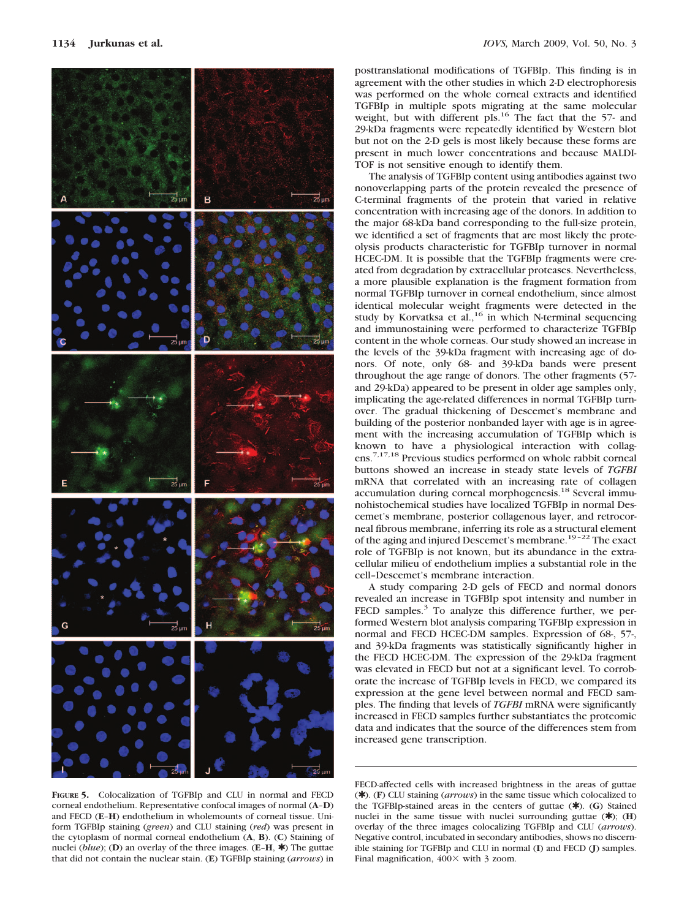posttranslational modifications of TGFBIp. This finding is in agreement with the other studies in which 2-D electrophoresis was performed on the whole corneal extracts and identified TGFBIp in multiple spots migrating at the same molecular weight, but with different pIs.[16] The fact that the 57- and 29-kDa fragments were repeatedly identified by Western blot but not on the 2-D gels is most likely because these forms are present in much lower concentrations and because MALDI-TOF is not sensitive enough to identify them.

The analysis of TGFBIp content using antibodies against two nonoverlapping parts of the protein revealed the presence of C-terminal fragments of the protein that varied in relative concentration with increasing age of the donors. In addition to the major 68-kDa band corresponding to the full-size protein, we identified a set of fragments that are most likely the proteolysis products characteristic for TGFBIp turnover in normal HCEC-DM. It is possible that the TGFBIp fragments were created from degradation by extracellular proteases. Nevertheless, a more plausible explanation is the fragment formation from normal TGFBIp turnover in corneal endothelium, since almost identical molecular weight fragments were detected in the study by Korvatska et al.,[16] in which N-terminal sequencing and immunostaining were performed to characterize TGFBIp content in the whole corneas. Our study showed an increase in the levels of the 39-kDa fragment with increasing age of donors. Of note, only 68- and 39-kDa bands were present throughout the age range of donors. The other fragments (57- and 29-kDa) appeared to be present in older age samples only, implicating the age-related differences in normal TGFBIp turnover. The gradual thickening of Descemet's membrane and building of the posterior nonbanded layer with age is in agreement with the increasing accumulation of TGFBIp which is known to have a physiological interaction with collagens.[7,17,18] Previous studies performed on whole rabbit corneal buttons showed an increase in steady state levels of *TGFBI* mRNA that correlated with an increasing rate of collagen accumulation during corneal morphogenesis.[18] Several immunohistochemical studies have localized TGFBIp in normal Descemet's membrane, posterior collagenous layer, and retrocorneal fibrous membrane, inferring its role as a structural element of the aging and injured Descemet's membrane.[19–22] The exact role of TGFBIp is not known, but its abundance in the extracellular milieu of endothelium implies a substantial role in the cell–Descemet's membrane interaction.

A study comparing 2-D gels of FECD and normal donors revealed an increase in TGFBIp spot intensity and number in FECD samples.[3] To analyze this difference further, we performed Western blot analysis comparing TGFBIp expression in normal and FECD HCEC-DM samples. Expression of 68-, 57-, and 39-kDa fragments was statistically significantly higher in the FECD HCEC-DM. The expression of the 29-kDa fragment was elevated in FECD but not at a significant level. To corroborate the increase of TGFBIp levels in FECD, we compared its expression at the gene level between normal and FECD samples. The finding that levels of *TGFBI* mRNA were significantly increased in FECD samples further substantiates the proteomic data and indicates that the source of the differences stem from increased gene transcription.

**FIGURE 5.** Colocalization of TGFBIp and CLU in normal and FECD corneal endothelium. Representative confocal images of normal (**A**–**D**) and FECD (**E**–**H**) endothelium in wholemounts of corneal tissue. Uniform TGFBIp staining (*green*) and CLU staining (*red*) was present in the cytoplasm of normal corneal endothelium (**A**, **B**). (**C**) Staining of nuclei (*blue*); (**D**) an overlay of the three images. (**E**–**H**, ✱) The guttae that did not contain the nuclear stain. (**E**) TGFBIp staining (*arrows*) in FECD-affected cells with increased brightness in the areas of guttae (✱). (**F**) CLU staining (*arrows*) in the same tissue which colocalized to the TGFBIp-stained areas in the centers of guttae (✱). (**G**) Stained nuclei in the same tissue with nuclei surrounding guttae (✱); (**H**) overlay of the three images colocalizing TGFBIp and CLU (*arrows*). Negative control, incubated in secondary antibodies, shows no discernible staining for TGFBIp and CLU in normal (**I**) and FECD (**J**) samples. Final magnification, 400× with 3 zoom.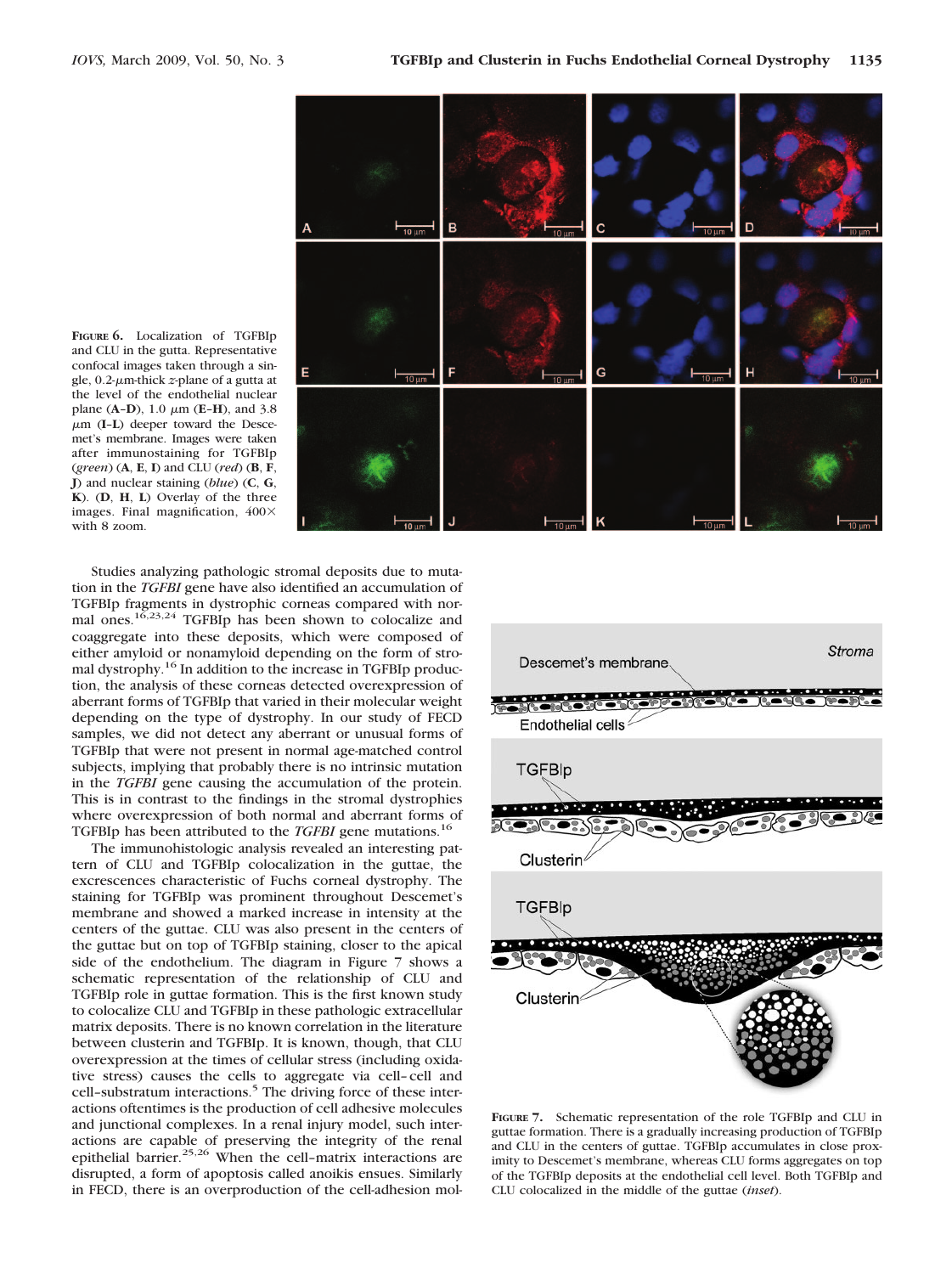**Figure 6.** Localization of TGFBIp and CLU in the gutta. Representative confocal images taken through a single, 0.2-μm-thick *z*-plane of a gutta at the level of the endothelial nuclear plane (**A–D**), 1.0 μm (**E–H**), and 3.8 μm (**I–L**) deeper toward the Descemet's membrane. Images were taken after immunostaining for TGFBIp (*green*) (**A**, **E**, **I**) and CLU (*red*) (**B**, **F**, **J**) and nuclear staining (*blue*) (**C**, **G**, **K**). (**D**, **H**, **L**) Overlay of the three images. Final magnification, 400× with 8 zoom.

Studies analyzing pathologic stromal deposits due to mutation in the *TGFBI* gene have also identified an accumulation of TGFBIp fragments in dystrophic corneas compared with normal ones.[16,23,24] TGFBIp has been shown to colocalize and coaggregate into these deposits, which were composed of either amyloid or nonamyloid depending on the form of stromal dystrophy.[16] In addition to the increase in TGFBIp production, the analysis of these corneas detected overexpression of aberrant forms of TGFBIp that varied in their molecular weight depending on the type of dystrophy. In our study of FECD samples, we did not detect any aberrant or unusual forms of TGFBIp that were not present in normal age-matched control subjects, implying that probably there is no intrinsic mutation in the *TGFBI* gene causing the accumulation of the protein. This is in contrast to the findings in the stromal dystrophies where overexpression of both normal and aberrant forms of TGFBIp has been attributed to the *TGFBI* gene mutations.[16]

The immunohistologic analysis revealed an interesting pattern of CLU and TGFBIp colocalization in the guttae, the excrescences characteristic of Fuchs corneal dystrophy. The staining for TGFBIp was prominent throughout Descemet's membrane and showed a marked increase in intensity at the centers of the guttae. CLU was also present in the centers of the guttae but on top of TGFBIp staining, closer to the apical side of the endothelium. The diagram in Figure 7 shows a schematic representation of the relationship of CLU and TGFBIp role in guttae formation. This is the first known study to colocalize CLU and TGFBIp in these pathologic extracellular matrix deposits. There is no known correlation in the literature between clusterin and TGFBIp. It is known, though, that CLU overexpression at the times of cellular stress (including oxidative stress) causes the cells to aggregate via cell–cell and cell–substratum interactions.[5] The driving force of these interactions oftentimes is the production of cell adhesive molecules and junctional complexes. In a renal injury model, such interactions are capable of preserving the integrity of the renal epithelial barrier.[25,26] When the cell–matrix interactions are disrupted, a form of apoptosis called anoikis ensues. Similarly in FECD, there is an overproduction of the cell-adhesion mol-

Stroma

Descemet's membrane

Endothelial cells

TGFBIp

Clusterin

TGFBIp

Clusterin

**Figure 7.** Schematic representation of the role TGFBIp and CLU in guttae formation. There is a gradually increasing production of TGFBIp and CLU in the centers of guttae. TGFBIp accumulates in close proximity to Descemet's membrane, whereas CLU forms aggregates on top of the TGFBIp deposits at the endothelial cell level. Both TGFBIp and CLU colocalized in the middle of the guttae (*inset*).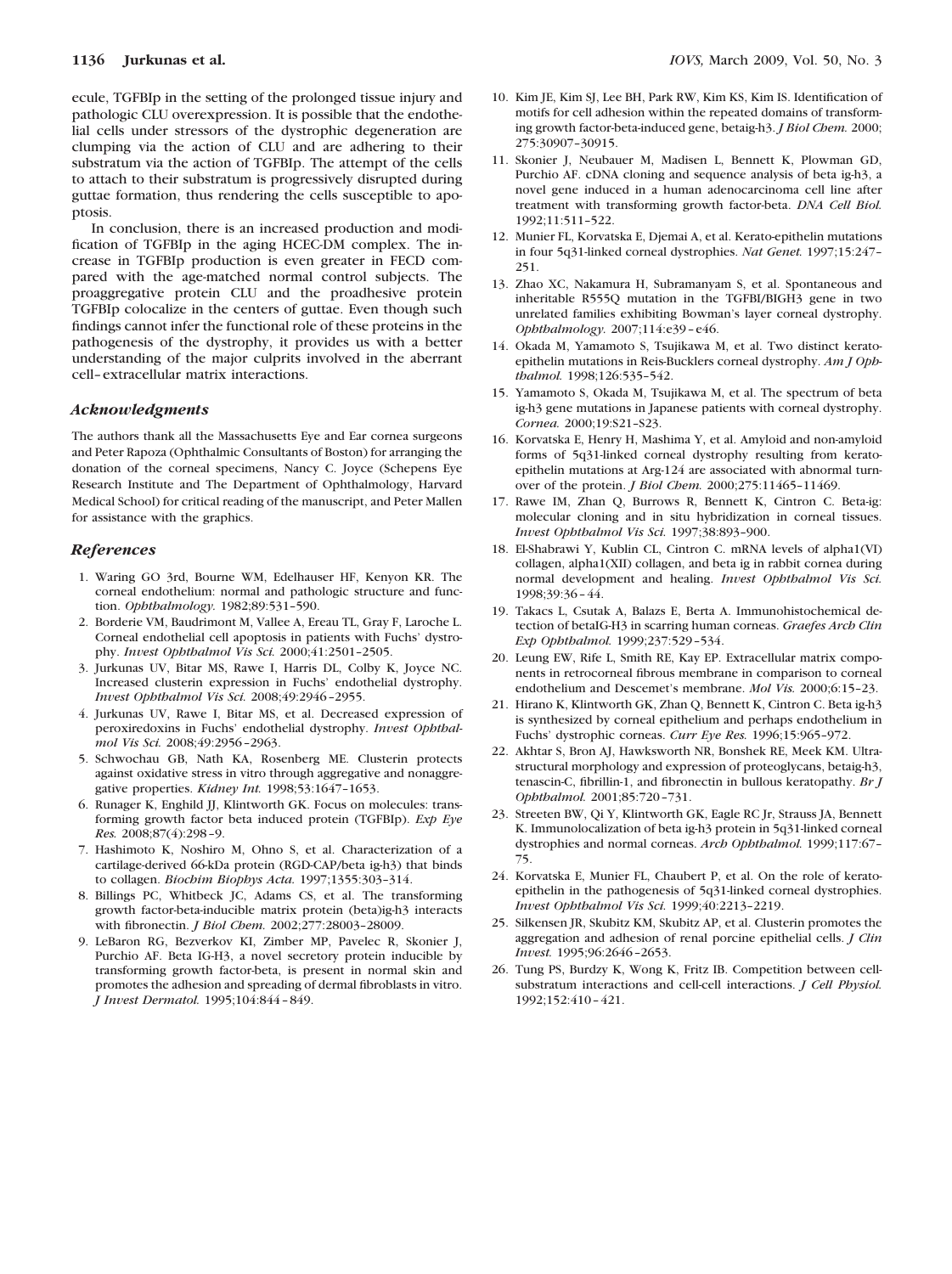ecule, TGFBIp in the setting of the prolonged tissue injury and pathologic CLU overexpression. It is possible that the endothelial cells under stressors of the dystrophic degeneration are clumping via the action of CLU and are adhering to their substratum via the action of TGFBIp. The attempt of the cells to attach to their substratum is progressively disrupted during guttae formation, thus rendering the cells susceptible to apoptosis.

In conclusion, there is an increased production and modification of TGFBIp in the aging HCEC-DM complex. The increase in TGFBIp production is even greater in FECD compared with the age-matched normal control subjects. The proaggregative protein CLU and the proadhesive protein TGFBIp colocalize in the centers of guttae. Even though such findings cannot infer the functional role of these proteins in the pathogenesis of the dystrophy, it provides us with a better understanding of the major culprits involved in the aberrant cell–extracellular matrix interactions.

## *Acknowledgments*

The authors thank all the Massachusetts Eye and Ear cornea surgeons and Peter Rapoza (Ophthalmic Consultants of Boston) for arranging the donation of the corneal specimens, Nancy C. Joyce (Schepens Eye Research Institute and The Department of Ophthalmology, Harvard Medical School) for critical reading of the manuscript, and Peter Mallen for assistance with the graphics.

## *References*

1. Waring GO 3rd, Bourne WM, Edelhauser HF, Kenyon KR. The corneal endothelium: normal and pathologic structure and function. *Ophthalmology.* 1982;89:531–590.
2. Borderie VM, Baudrimont M, Vallee A, Ereau TL, Gray F, Laroche L. Corneal endothelial cell apoptosis in patients with Fuchs' dystrophy. *Invest Ophthalmol Vis Sci.* 2000;41:2501–2505.
3. Jurkunas UV, Bitar MS, Rawe I, Harris DL, Colby K, Joyce NC. Increased clusterin expression in Fuchs' endothelial dystrophy. *Invest Ophthalmol Vis Sci.* 2008;49:2946–2955.
4. Jurkunas UV, Rawe I, Bitar MS, et al. Decreased expression of peroxiredoxins in Fuchs' endothelial dystrophy. *Invest Ophthalmol Vis Sci.* 2008;49:2956–2963.
5. Schwochau GB, Nath KA, Rosenberg ME. Clusterin protects against oxidative stress in vitro through aggregative and nonaggregative properties. *Kidney Int.* 1998;53:1647–1653.
6. Runager K, Enghild JJ, Klintworth GK. Focus on molecules: transforming growth factor beta induced protein (TGFBIp). *Exp Eye Res.* 2008;87(4):298–9.
7. Hashimoto K, Noshiro M, Ohno S, et al. Characterization of a cartilage-derived 66-kDa protein (RGD-CAP/beta ig-h3) that binds to collagen. *Biochim Biophys Acta.* 1997;1355:303–314.
8. Billings PC, Whitbeck JC, Adams CS, et al. The transforming growth factor-beta-inducible matrix protein (beta)ig-h3 interacts with fibronectin. *J Biol Chem.* 2002;277:28003–28009.
9. LeBaron RG, Bezverkov KI, Zimber MP, Pavelec R, Skonier J, Purchio AF. Beta IG-H3, a novel secretory protein inducible by transforming growth factor-beta, is present in normal skin and promotes the adhesion and spreading of dermal fibroblasts in vitro. *J Invest Dermatol.* 1995;104:844–849.
10. Kim JE, Kim SJ, Lee BH, Park RW, Kim KS, Kim IS. Identification of motifs for cell adhesion within the repeated domains of transforming growth factor-beta-induced gene, betaig-h3. *J Biol Chem.* 2000; 275:30907–30915.
11. Skonier J, Neubauer M, Madisen L, Bennett K, Plowman GD, Purchio AF. cDNA cloning and sequence analysis of beta ig-h3, a novel gene induced in a human adenocarcinoma cell line after treatment with transforming growth factor-beta. *DNA Cell Biol.* 1992;11:511–522.
12. Munier FL, Korvatska E, Djemai A, et al. Kerato-epithelin mutations in four 5q31-linked corneal dystrophies. *Nat Genet.* 1997;15:247–251.
13. Zhao XC, Nakamura H, Subramanyam S, et al. Spontaneous and inheritable R555Q mutation in the TGFBI/BIGH3 gene in two unrelated families exhibiting Bowman's layer corneal dystrophy. *Ophthalmology.* 2007;114:e39–e46.
14. Okada M, Yamamoto S, Tsujikawa M, et al. Two distinct kerato-epithelin mutations in Reis-Bucklers corneal dystrophy. *Am J Ophthalmol.* 1998;126:535–542.
15. Yamamoto S, Okada M, Tsujikawa M, et al. The spectrum of beta ig-h3 gene mutations in Japanese patients with corneal dystrophy. *Cornea.* 2000;19:S21–S23.
16. Korvatska E, Henry H, Mashima Y, et al. Amyloid and non-amyloid forms of 5q31-linked corneal dystrophy resulting from kerato-epithelin mutations at Arg-124 are associated with abnormal turnover of the protein. *J Biol Chem.* 2000;275:11465–11469.
17. Rawe IM, Zhan Q, Burrows R, Bennett K, Cintron C. Beta-ig: molecular cloning and in situ hybridization in corneal tissues. *Invest Ophthalmol Vis Sci.* 1997;38:893–900.
18. El-Shabrawi Y, Kublin CL, Cintron C. mRNA levels of alpha1(VI) collagen, alpha1(XII) collagen, and beta ig in rabbit cornea during normal development and healing. *Invest Ophthalmol Vis Sci.* 1998;39:36–44.
19. Takacs L, Csutak A, Balazs E, Berta A. Immunohistochemical detection of betaIG-H3 in scarring human corneas. *Graefes Arch Clin Exp Ophthalmol.* 1999;237:529–534.
20. Leung EW, Rife L, Smith RE, Kay EP. Extracellular matrix components in retrocorneal fibrous membrane in comparison to corneal endothelium and Descemet's membrane. *Mol Vis.* 2000;6:15–23.
21. Hirano K, Klintworth GK, Zhan Q, Bennett K, Cintron C. Beta ig-h3 is synthesized by corneal epithelium and perhaps endothelium in Fuchs' dystrophic corneas. *Curr Eye Res.* 1996;15:965–972.
22. Akhtar S, Bron AJ, Hawksworth NR, Bonshek RE, Meek KM. Ultrastructural morphology and expression of proteoglycans, betaig-h3, tenascin-C, fibrillin-1, and fibronectin in bullous keratopathy. *Br J Ophthalmol.* 2001;85:720–731.
23. Streeten BW, Qi Y, Klintworth GK, Eagle RC Jr, Strauss JA, Bennett K. Immunolocalization of beta ig-h3 protein in 5q31-linked corneal dystrophies and normal corneas. *Arch Ophthalmol.* 1999;117:67–75.
24. Korvatska E, Munier FL, Chaubert P, et al. On the role of kerato-epithelin in the pathogenesis of 5q31-linked corneal dystrophies. *Invest Ophthalmol Vis Sci.* 1999;40:2213–2219.
25. Silkensen JR, Skubitz KM, Skubitz AP, et al. Clusterin promotes the aggregation and adhesion of renal porcine epithelial cells. *J Clin Invest.* 1995;96:2646–2653.
26. Tung PS, Burdzy K, Wong K, Fritz IB. Competition between cell-substratum interactions and cell-cell interactions. *J Cell Physiol.* 1992;152:410–421.